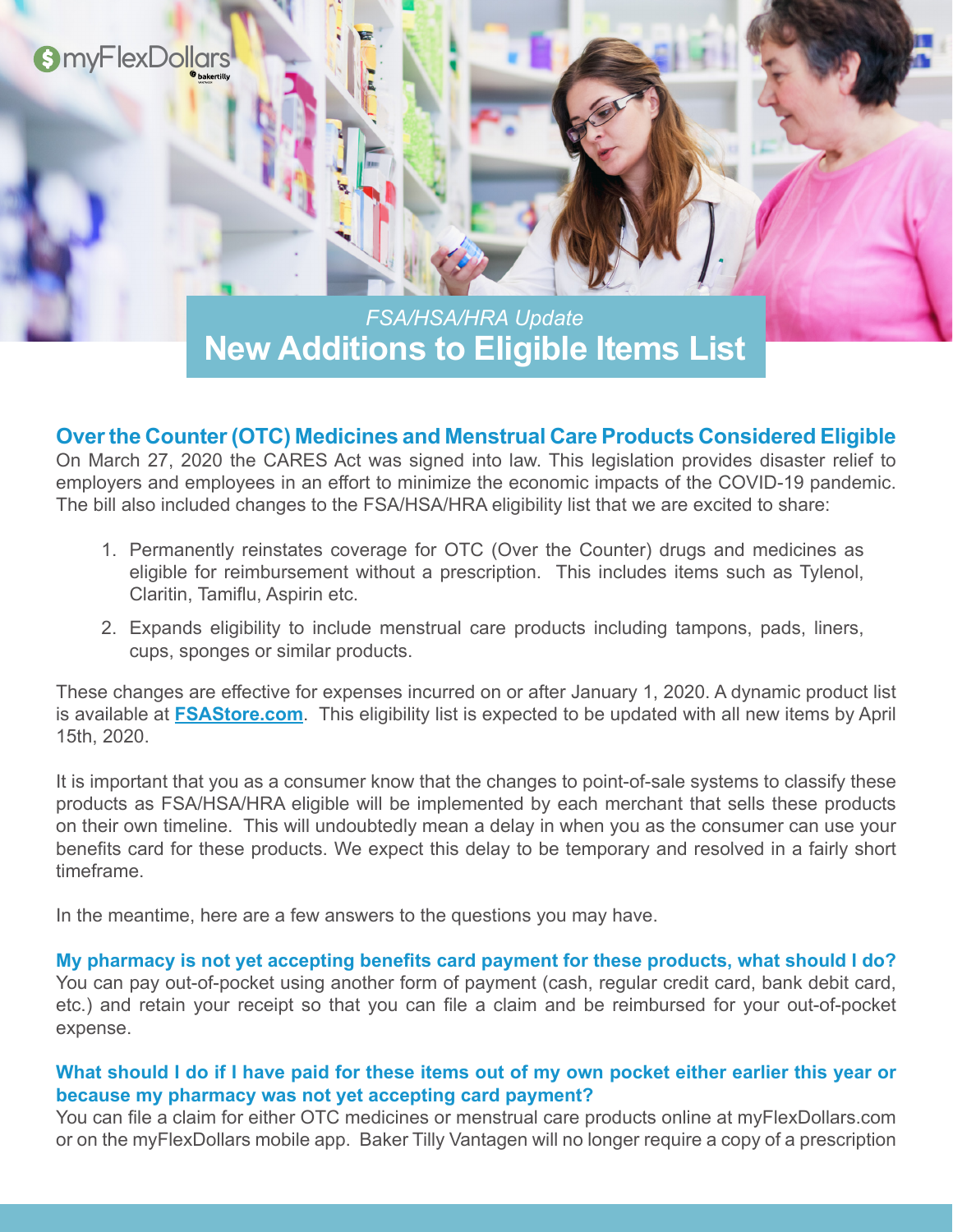myFlexDollars

*FSA/HSA/HRA Update*

# New Additions to Eligible Items List

## Over the Counter (OTC) Medicines and Menstrual Care Products Considered Eligible

On March 27, 2020 the CARES Act was signed into law. This legislation provides disaster relief to employers and employees in an effort to minimize the economic impacts of the COVID-19 pandemic. The bill also included changes to the FSA/HSA/HRA eligibility list that we are excited to share:

1. Permanently reinstates coverage for OTC (Over the Counter) drugs and medicines as eligible for reimbursement without a prescription. This includes items such as Tylenol, Claritin, Tamiflu, Aspirin etc.
2. Expands eligibility to include menstrual care products including tampons, pads, liners, cups, sponges or similar products.

These changes are effective for expenses incurred on or after January 1, 2020. A dynamic product list is available at **FSAStore.com**. This eligibility list is expected to be updated with all new items by April 15th, 2020.

It is important that you as a consumer know that the changes to point-of-sale systems to classify these products as FSA/HSA/HRA eligible will be implemented by each merchant that sells these products on their own timeline. This will undoubtedly mean a delay in when you as the consumer can use your benefits card for these products. We expect this delay to be temporary and resolved in a fairly short timeframe.

In the meantime, here are a few answers to the questions you may have.

### My pharmacy is not yet accepting benefits card payment for these products, what should I do?

You can pay out-of-pocket using another form of payment (cash, regular credit card, bank debit card, etc.) and retain your receipt so that you can file a claim and be reimbursed for your out-of-pocket expense.

### What should I do if I have paid for these items out of my own pocket either earlier this year or because my pharmacy was not yet accepting card payment?

You can file a claim for either OTC medicines or menstrual care products online at myFlexDollars.com or on the myFlexDollars mobile app. Baker Tilly Vantagen will no longer require a copy of a prescription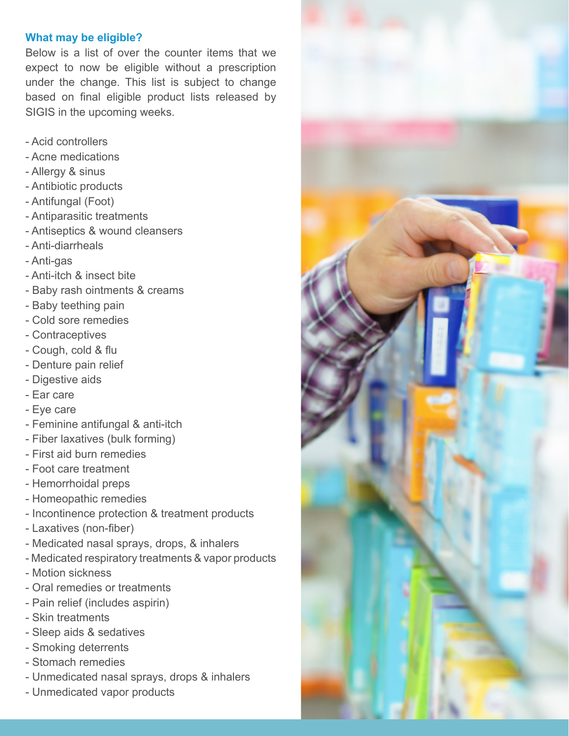## What may be eligible?

Below is a list of over the counter items that we expect to now be eligible without a prescription under the change. This list is subject to change based on final eligible product lists released by SIGIS in the upcoming weeks.

- Acid controllers
- Acne medications
- Allergy & sinus
- Antibiotic products
- Antifungal (Foot)
- Antiparasitic treatments
- Antiseptics & wound cleansers
- Anti-diarrheals
- Anti-gas
- Anti-itch & insect bite
- Baby rash ointments & creams
- Baby teething pain
- Cold sore remedies
- Contraceptives
- Cough, cold & flu
- Denture pain relief
- Digestive aids
- Ear care
- Eye care
- Feminine antifungal & anti-itch
- Fiber laxatives (bulk forming)
- First aid burn remedies
- Foot care treatment
- Hemorrhoidal preps
- Homeopathic remedies
- Incontinence protection & treatment products
- Laxatives (non-fiber)
- Medicated nasal sprays, drops, & inhalers
- Medicated respiratory treatments & vapor products
- Motion sickness
- Oral remedies or treatments
- Pain relief (includes aspirin)
- Skin treatments
- Sleep aids & sedatives
- Smoking deterrents
- Stomach remedies
- Unmedicated nasal sprays, drops & inhalers
- Unmedicated vapor products